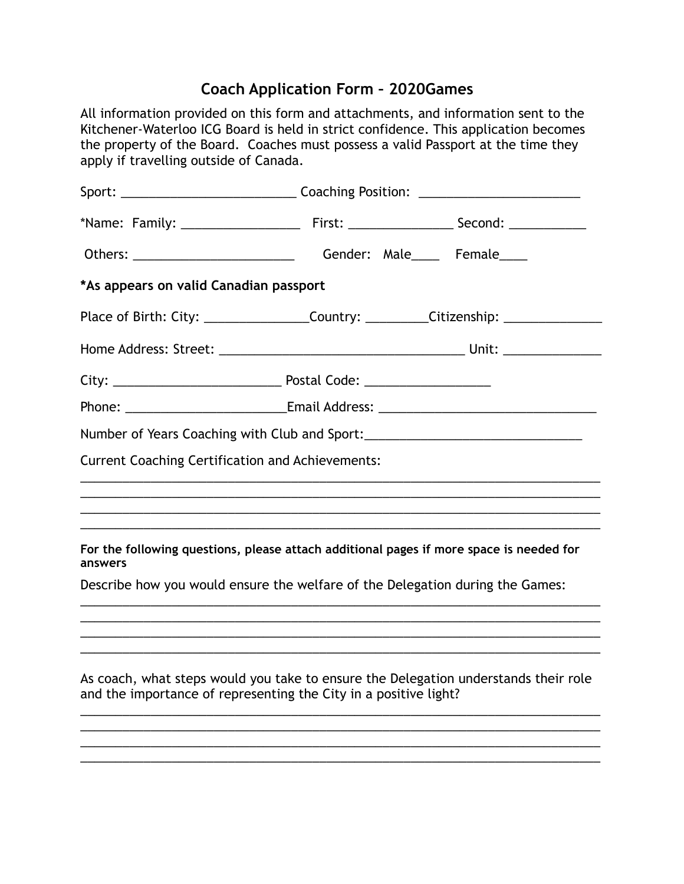# Coach Application Form – 2020Games

All information provided on this form and attachments, and information sent to the Kitchener-Waterloo ICG Board is held in strict confidence. This application becomes the property of the Board. Coaches must possess a valid Passport at the time they apply if travelling outside of Canada.

Sport: _________________________ Coaching Position: _______________________

*Name: Family: ________________ First: ______________ Second: ___________

Others: _______________________ Gender: Male____ Female____

**\*As appears on valid Canadian passport**

Place of Birth: City: _______________Country: _________Citizenship: ______________

Home Address: Street: ___________________________________ Unit: ______________

City: _________________________ Postal Code: __________________

Phone: _______________________Email Address: _______________________________

Number of Years Coaching with Club and Sport:_______________________________

Current Coaching Certification and Achievements:

_______________________________________________________________________________
_______________________________________________________________________________
_______________________________________________________________________________
_______________________________________________________________________________

**For the following questions, please attach additional pages if more space is needed for answers**

Describe how you would ensure the welfare of the Delegation during the Games:

_______________________________________________________________________________
_______________________________________________________________________________
_______________________________________________________________________________
_______________________________________________________________________________

As coach, what steps would you take to ensure the Delegation understands their role and the importance of representing the City in a positive light?

_______________________________________________________________________________
_______________________________________________________________________________
_______________________________________________________________________________
_______________________________________________________________________________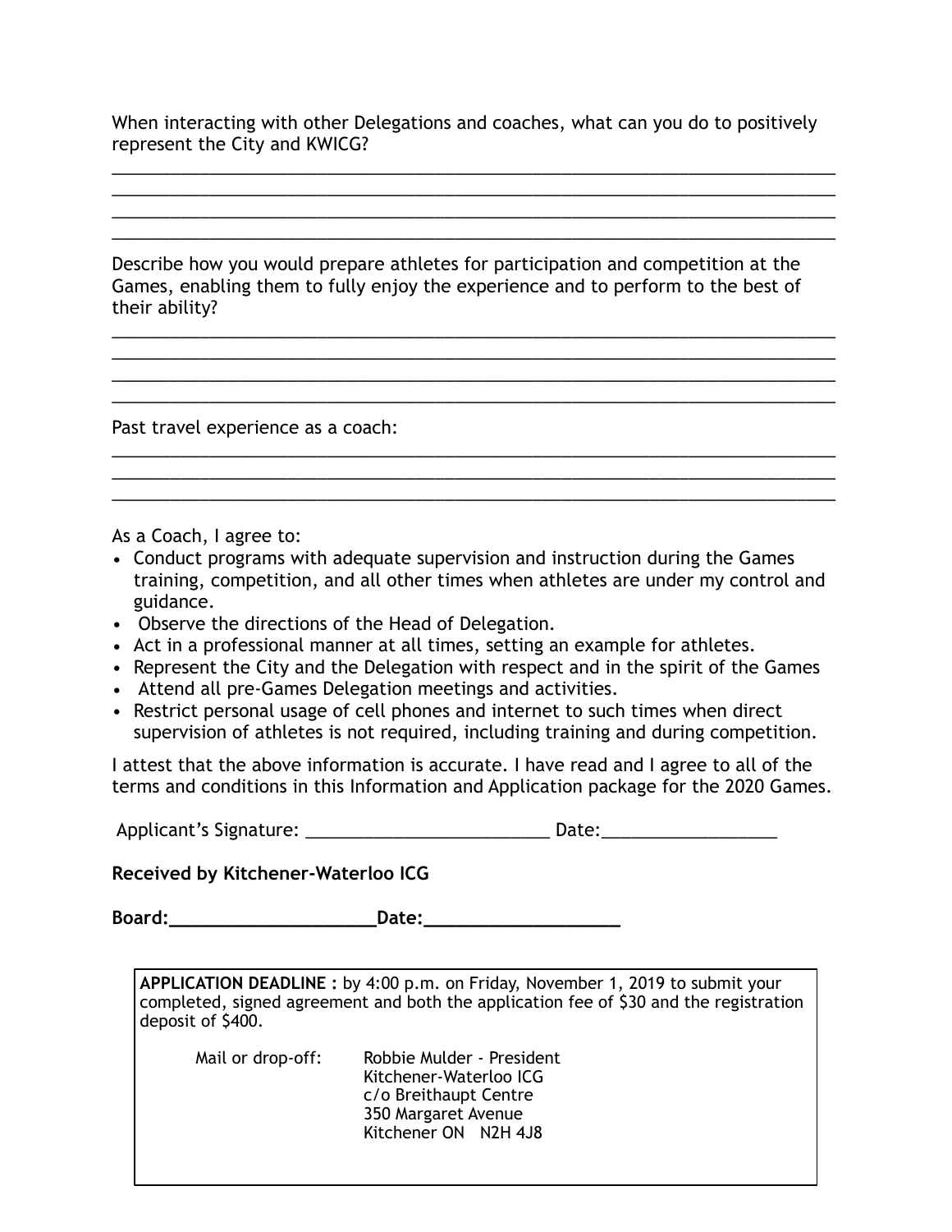When interacting with other Delegations and coaches, what can you do to positively represent the City and KWICG?

______________________________________________________________________________
______________________________________________________________________________
______________________________________________________________________________
______________________________________________________________________________

Describe how you would prepare athletes for participation and competition at the Games, enabling them to fully enjoy the experience and to perform to the best of their ability?

______________________________________________________________________________
______________________________________________________________________________
______________________________________________________________________________
______________________________________________________________________________

Past travel experience as a coach:

______________________________________________________________________________
______________________________________________________________________________
______________________________________________________________________________

As a Coach, I agree to:

- Conduct programs with adequate supervision and instruction during the Games training, competition, and all other times when athletes are under my control and guidance.
- Observe the directions of the Head of Delegation.
- Act in a professional manner at all times, setting an example for athletes.
- Represent the City and the Delegation with respect and in the spirit of the Games
- Attend all pre-Games Delegation meetings and activities.
- Restrict personal usage of cell phones and internet to such times when direct supervision of athletes is not required, including training and during competition.

I attest that the above information is accurate. I have read and I agree to all of the terms and conditions in this Information and Application package for the 2020 Games.

Applicant's Signature: _________________________ Date:_________________

**Received by Kitchener-Waterloo ICG**

**Board:____________________Date:___________________**

**APPLICATION DEADLINE :** by 4:00 p.m. on Friday, November 1, 2019 to submit your completed, signed agreement and both the application fee of $30 and the registration deposit of $400.

Mail or drop-off:

Robbie Mulder - President
Kitchener-Waterloo ICG
c/o Breithaupt Centre
350 Margaret Avenue
Kitchener ON N2H 4J8